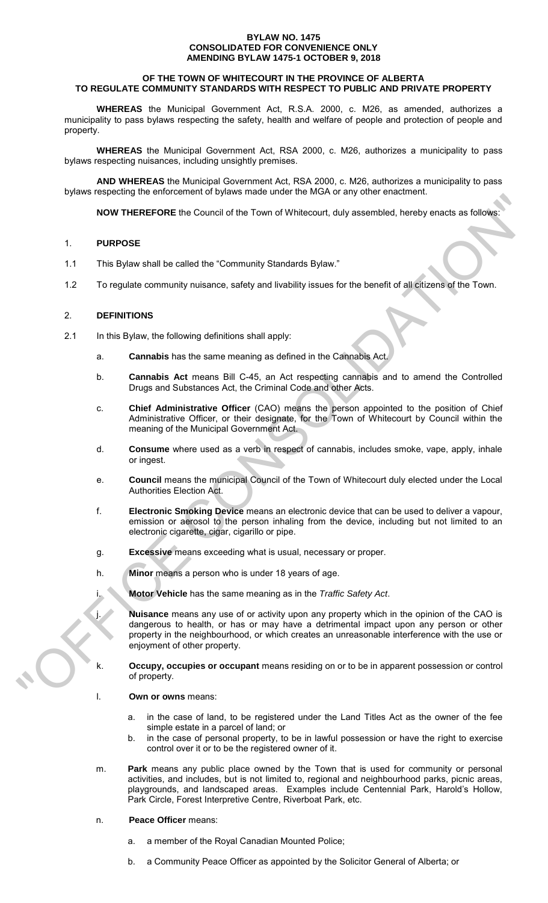**BYLAW NO. 1475**
**CONSOLIDATED FOR CONVENIENCE ONLY**
**AMENDING BYLAW 1475-1 OCTOBER 9, 2018**

**OF THE TOWN OF WHITECOURT IN THE PROVINCE OF ALBERTA TO REGULATE COMMUNITY STANDARDS WITH RESPECT TO PUBLIC AND PRIVATE PROPERTY**

**WHEREAS** the Municipal Government Act, R.S.A. 2000, c. M26, as amended, authorizes a municipality to pass bylaws respecting the safety, health and welfare of people and protection of people and property.

**WHEREAS** the Municipal Government Act, RSA 2000, c. M26, authorizes a municipality to pass bylaws respecting nuisances, including unsightly premises.

**AND WHEREAS** the Municipal Government Act, RSA 2000, c. M26, authorizes a municipality to pass bylaws respecting the enforcement of bylaws made under the MGA or any other enactment.

**NOW THEREFORE** the Council of the Town of Whitecourt, duly assembled, hereby enacts as follows:

## 1. PURPOSE

1.1 This Bylaw shall be called the "Community Standards Bylaw."

1.2 To regulate community nuisance, safety and livability issues for the benefit of all citizens of the Town.

## 2. DEFINITIONS

2.1 In this Bylaw, the following definitions shall apply:

a. **Cannabis** has the same meaning as defined in the Cannabis Act.

b. **Cannabis Act** means Bill C-45, an Act respecting cannabis and to amend the Controlled Drugs and Substances Act, the Criminal Code and other Acts.

c. **Chief Administrative Officer** (CAO) means the person appointed to the position of Chief Administrative Officer, or their designate, for the Town of Whitecourt by Council within the meaning of the Municipal Government Act.

d. **Consume** where used as a verb in respect of cannabis, includes smoke, vape, apply, inhale or ingest.

e. **Council** means the municipal Council of the Town of Whitecourt duly elected under the Local Authorities Election Act.

f. **Electronic Smoking Device** means an electronic device that can be used to deliver a vapour, emission or aerosol to the person inhaling from the device, including but not limited to an electronic cigarette, cigar, cigarillo or pipe.

g. **Excessive** means exceeding what is usual, necessary or proper.

h. **Minor** means a person who is under 18 years of age.

i. **Motor Vehicle** has the same meaning as in the *Traffic Safety Act*.

j. **Nuisance** means any use of or activity upon any property which in the opinion of the CAO is dangerous to health, or has or may have a detrimental impact upon any person or other property in the neighbourhood, or which creates an unreasonable interference with the use or enjoyment of other property.

k. **Occupy, occupies or occupant** means residing on or to be in apparent possession or control of property.

l. **Own or owns** means:

   a. in the case of land, to be registered under the Land Titles Act as the owner of the fee simple estate in a parcel of land; or
   b. in the case of personal property, to be in lawful possession or have the right to exercise control over it or to be the registered owner of it.

m. **Park** means any public place owned by the Town that is used for community or personal activities, and includes, but is not limited to, regional and neighbourhood parks, picnic areas, playgrounds, and landscaped areas. Examples include Centennial Park, Harold's Hollow, Park Circle, Forest Interpretive Centre, Riverboat Park, etc.

n. **Peace Officer** means:

   a. a member of the Royal Canadian Mounted Police;
   b. a Community Peace Officer as appointed by the Solicitor General of Alberta; or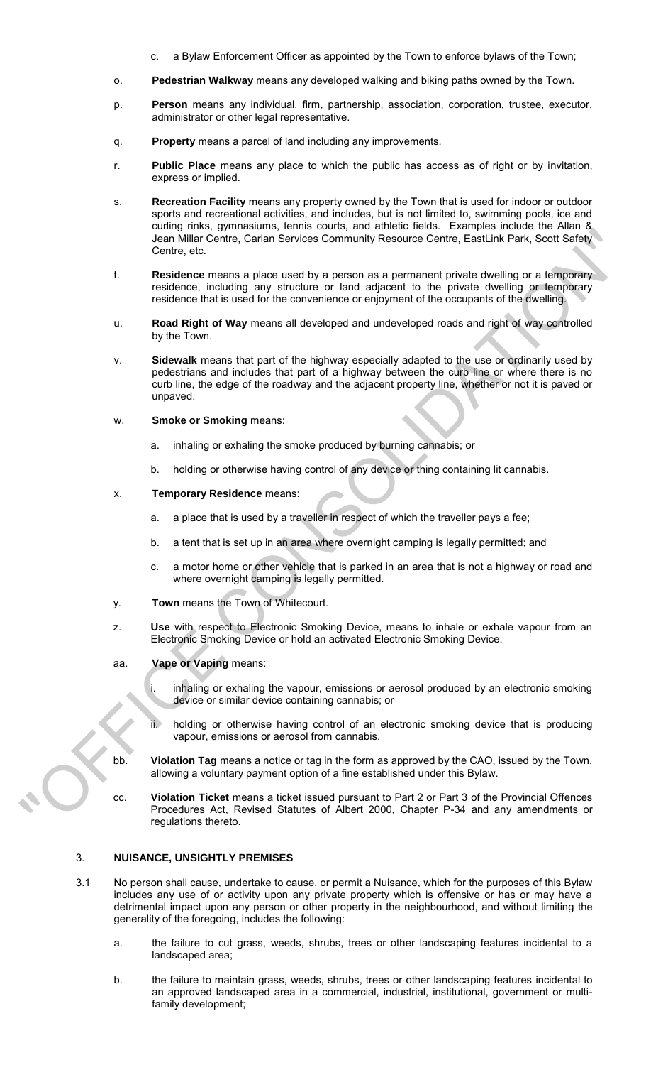c. a Bylaw Enforcement Officer as appointed by the Town to enforce bylaws of the Town;

o. **Pedestrian Walkway** means any developed walking and biking paths owned by the Town.

p. **Person** means any individual, firm, partnership, association, corporation, trustee, executor, administrator or other legal representative.

q. **Property** means a parcel of land including any improvements.

r. **Public Place** means any place to which the public has access as of right or by invitation, express or implied.

s. **Recreation Facility** means any property owned by the Town that is used for indoor or outdoor sports and recreational activities, and includes, but is not limited to, swimming pools, ice and curling rinks, gymnasiums, tennis courts, and athletic fields. Examples include the Allan & Jean Millar Centre, Carlan Services Community Resource Centre, EastLink Park, Scott Safety Centre, etc.

t. **Residence** means a place used by a person as a permanent private dwelling or a temporary residence, including any structure or land adjacent to the private dwelling or temporary residence that is used for the convenience or enjoyment of the occupants of the dwelling.

u. **Road Right of Way** means all developed and undeveloped roads and right of way controlled by the Town.

v. **Sidewalk** means that part of the highway especially adapted to the use or ordinarily used by pedestrians and includes that part of a highway between the curb line or where there is no curb line, the edge of the roadway and the adjacent property line, whether or not it is paved or unpaved.

w. **Smoke or Smoking** means:

   a. inhaling or exhaling the smoke produced by burning cannabis; or

   b. holding or otherwise having control of any device or thing containing lit cannabis.

x. **Temporary Residence** means:

   a. a place that is used by a traveller in respect of which the traveller pays a fee;

   b. a tent that is set up in an area where overnight camping is legally permitted; and

   c. a motor home or other vehicle that is parked in an area that is not a highway or road and where overnight camping is legally permitted.

y. **Town** means the Town of Whitecourt.

z. **Use** with respect to Electronic Smoking Device, means to inhale or exhale vapour from an Electronic Smoking Device or hold an activated Electronic Smoking Device.

aa. **Vape or Vaping** means:

   i. inhaling or exhaling the vapour, emissions or aerosol produced by an electronic smoking device or similar device containing cannabis; or

   ii. holding or otherwise having control of an electronic smoking device that is producing vapour, emissions or aerosol from cannabis.

bb. **Violation Tag** means a notice or tag in the form as approved by the CAO, issued by the Town, allowing a voluntary payment option of a fine established under this Bylaw.

cc. **Violation Ticket** means a ticket issued pursuant to Part 2 or Part 3 of the Provincial Offences Procedures Act, Revised Statutes of Albert 2000, Chapter P-34 and any amendments or regulations thereto.

## 3. NUISANCE, UNSIGHTLY PREMISES

3.1 No person shall cause, undertake to cause, or permit a Nuisance, which for the purposes of this Bylaw includes any use of or activity upon any private property which is offensive or has or may have a detrimental impact upon any person or other property in the neighbourhood, and without limiting the generality of the foregoing, includes the following:

   a. the failure to cut grass, weeds, shrubs, trees or other landscaping features incidental to a landscaped area;

   b. the failure to maintain grass, weeds, shrubs, trees or other landscaping features incidental to an approved landscaped area in a commercial, industrial, institutional, government or multi-family development;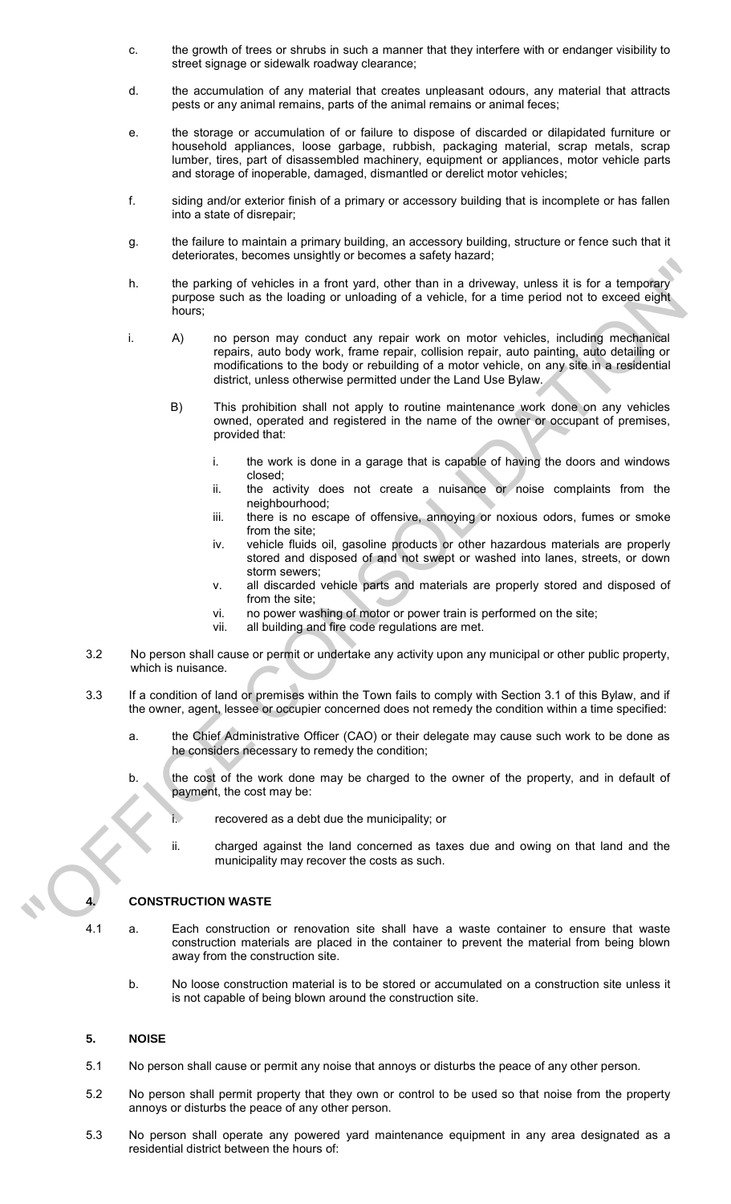c. the growth of trees or shrubs in such a manner that they interfere with or endanger visibility to street signage or sidewalk roadway clearance;

d. the accumulation of any material that creates unpleasant odours, any material that attracts pests or any animal remains, parts of the animal remains or animal feces;

e. the storage or accumulation of or failure to dispose of discarded or dilapidated furniture or household appliances, loose garbage, rubbish, packaging material, scrap metals, scrap lumber, tires, part of disassembled machinery, equipment or appliances, motor vehicle parts and storage of inoperable, damaged, dismantled or derelict motor vehicles;

f. siding and/or exterior finish of a primary or accessory building that is incomplete or has fallen into a state of disrepair;

g. the failure to maintain a primary building, an accessory building, structure or fence such that it deteriorates, becomes unsightly or becomes a safety hazard;

h. the parking of vehicles in a front yard, other than in a driveway, unless it is for a temporary purpose such as the loading or unloading of a vehicle, for a time period not to exceed eight hours;

i. A) no person may conduct any repair work on motor vehicles, including mechanical repairs, auto body work, frame repair, collision repair, auto painting, auto detailing or modifications to the body or rebuilding of a motor vehicle, on any site in a residential district, unless otherwise permitted under the Land Use Bylaw.

B) This prohibition shall not apply to routine maintenance work done on any vehicles owned, operated and registered in the name of the owner or occupant of premises, provided that:

i. the work is done in a garage that is capable of having the doors and windows closed;
ii. the activity does not create a nuisance or noise complaints from the neighbourhood;
iii. there is no escape of offensive, annoying or noxious odors, fumes or smoke from the site;
iv. vehicle fluids oil, gasoline products or other hazardous materials are properly stored and disposed of and not swept or washed into lanes, streets, or down storm sewers;
v. all discarded vehicle parts and materials are properly stored and disposed of from the site;
vi. no power washing of motor or power train is performed on the site;
vii. all building and fire code regulations are met.

3.2 No person shall cause or permit or undertake any activity upon any municipal or other public property, which is nuisance.

3.3 If a condition of land or premises within the Town fails to comply with Section 3.1 of this Bylaw, and if the owner, agent, lessee or occupier concerned does not remedy the condition within a time specified:

a. the Chief Administrative Officer (CAO) or their delegate may cause such work to be done as he considers necessary to remedy the condition;

b. the cost of the work done may be charged to the owner of the property, and in default of payment, the cost may be:

i. recovered as a debt due the municipality; or

ii. charged against the land concerned as taxes due and owing on that land and the municipality may recover the costs as such.

## 4. CONSTRUCTION WASTE

4.1 a. Each construction or renovation site shall have a waste container to ensure that waste construction materials are placed in the container to prevent the material from being blown away from the construction site.

b. No loose construction material is to be stored or accumulated on a construction site unless it is not capable of being blown around the construction site.

## 5. NOISE

5.1 No person shall cause or permit any noise that annoys or disturbs the peace of any other person.

5.2 No person shall permit property that they own or control to be used so that noise from the property annoys or disturbs the peace of any other person.

5.3 No person shall operate any powered yard maintenance equipment in any area designated as a residential district between the hours of: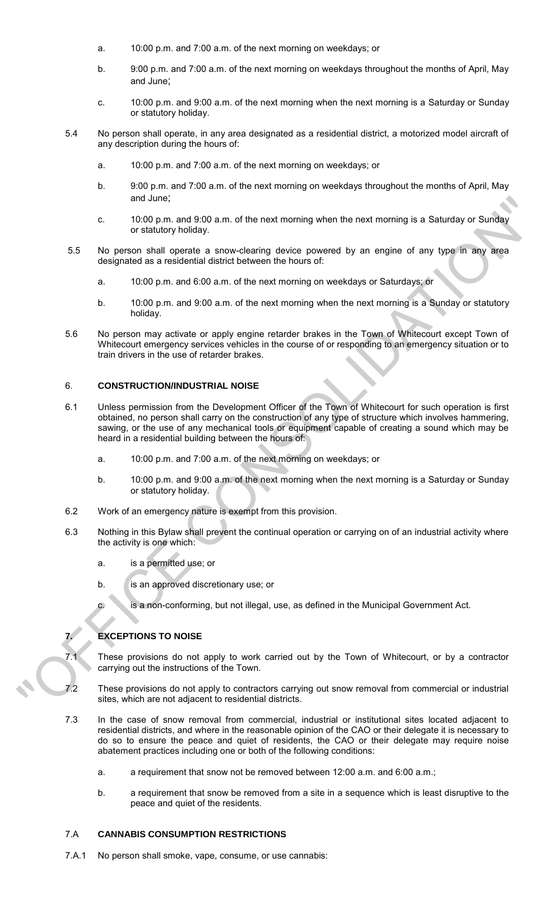a. 10:00 p.m. and 7:00 a.m. of the next morning on weekdays; or

b. 9:00 p.m. and 7:00 a.m. of the next morning on weekdays throughout the months of April, May and June;

c. 10:00 p.m. and 9:00 a.m. of the next morning when the next morning is a Saturday or Sunday or statutory holiday.

5.4 No person shall operate, in any area designated as a residential district, a motorized model aircraft of any description during the hours of:

a. 10:00 p.m. and 7:00 a.m. of the next morning on weekdays; or

b. 9:00 p.m. and 7:00 a.m. of the next morning on weekdays throughout the months of April, May and June;

c. 10:00 p.m. and 9:00 a.m. of the next morning when the next morning is a Saturday or Sunday or statutory holiday.

5.5 No person shall operate a snow-clearing device powered by an engine of any type in any area designated as a residential district between the hours of:

a. 10:00 p.m. and 6:00 a.m. of the next morning on weekdays or Saturdays; or

b. 10:00 p.m. and 9:00 a.m. of the next morning when the next morning is a Sunday or statutory holiday.

5.6 No person may activate or apply engine retarder brakes in the Town of Whitecourt except Town of Whitecourt emergency services vehicles in the course of or responding to an emergency situation or to train drivers in the use of retarder brakes.

## 6. CONSTRUCTION/INDUSTRIAL NOISE

6.1 Unless permission from the Development Officer of the Town of Whitecourt for such operation is first obtained, no person shall carry on the construction of any type of structure which involves hammering, sawing, or the use of any mechanical tools or equipment capable of creating a sound which may be heard in a residential building between the hours of:

a. 10:00 p.m. and 7:00 a.m. of the next morning on weekdays; or

b. 10:00 p.m. and 9:00 a.m. of the next morning when the next morning is a Saturday or Sunday or statutory holiday.

6.2 Work of an emergency nature is exempt from this provision.

6.3 Nothing in this Bylaw shall prevent the continual operation or carrying on of an industrial activity where the activity is one which:

a. is a permitted use; or

b. is an approved discretionary use; or

c. is a non-conforming, but not illegal, use, as defined in the Municipal Government Act.

## 7. EXCEPTIONS TO NOISE

7.1 These provisions do not apply to work carried out by the Town of Whitecourt, or by a contractor carrying out the instructions of the Town.

7.2 These provisions do not apply to contractors carrying out snow removal from commercial or industrial sites, which are not adjacent to residential districts.

7.3 In the case of snow removal from commercial, industrial or institutional sites located adjacent to residential districts, and where in the reasonable opinion of the CAO or their delegate it is necessary to do so to ensure the peace and quiet of residents, the CAO or their delegate may require noise abatement practices including one or both of the following conditions:

a. a requirement that snow not be removed between 12:00 a.m. and 6:00 a.m.;

b. a requirement that snow be removed from a site in a sequence which is least disruptive to the peace and quiet of the residents.

## 7.A CANNABIS CONSUMPTION RESTRICTIONS

7.A.1 No person shall smoke, vape, consume, or use cannabis: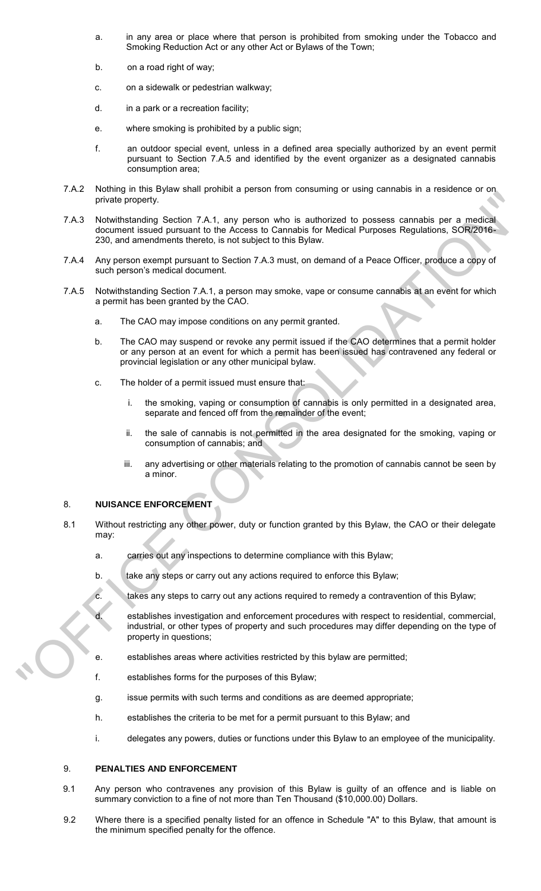a. in any area or place where that person is prohibited from smoking under the Tobacco and Smoking Reduction Act or any other Act or Bylaws of the Town;

b. on a road right of way;

c. on a sidewalk or pedestrian walkway;

d. in a park or a recreation facility;

e. where smoking is prohibited by a public sign;

f. an outdoor special event, unless in a defined area specially authorized by an event permit pursuant to Section 7.A.5 and identified by the event organizer as a designated cannabis consumption area;

7.A.2 Nothing in this Bylaw shall prohibit a person from consuming or using cannabis in a residence or on private property.

7.A.3 Notwithstanding Section 7.A.1, any person who is authorized to possess cannabis per a medical document issued pursuant to the Access to Cannabis for Medical Purposes Regulations, SOR/2016-230, and amendments thereto, is not subject to this Bylaw.

7.A.4 Any person exempt pursuant to Section 7.A.3 must, on demand of a Peace Officer, produce a copy of such person's medical document.

7.A.5 Notwithstanding Section 7.A.1, a person may smoke, vape or consume cannabis at an event for which a permit has been granted by the CAO.

a. The CAO may impose conditions on any permit granted.

b. The CAO may suspend or revoke any permit issued if the CAO determines that a permit holder or any person at an event for which a permit has been issued has contravened any federal or provincial legislation or any other municipal bylaw.

c. The holder of a permit issued must ensure that:

i. the smoking, vaping or consumption of cannabis is only permitted in a designated area, separate and fenced off from the remainder of the event;

ii. the sale of cannabis is not permitted in the area designated for the smoking, vaping or consumption of cannabis; and

iii. any advertising or other materials relating to the promotion of cannabis cannot be seen by a minor.

## 8. NUISANCE ENFORCEMENT

8.1 Without restricting any other power, duty or function granted by this Bylaw, the CAO or their delegate may:

a. carries out any inspections to determine compliance with this Bylaw;

b. take any steps or carry out any actions required to enforce this Bylaw;

c. takes any steps to carry out any actions required to remedy a contravention of this Bylaw;

d. establishes investigation and enforcement procedures with respect to residential, commercial, industrial, or other types of property and such procedures may differ depending on the type of property in questions;

e. establishes areas where activities restricted by this bylaw are permitted;

f. establishes forms for the purposes of this Bylaw;

g. issue permits with such terms and conditions as are deemed appropriate;

h. establishes the criteria to be met for a permit pursuant to this Bylaw; and

i. delegates any powers, duties or functions under this Bylaw to an employee of the municipality.

## 9. PENALTIES AND ENFORCEMENT

9.1 Any person who contravenes any provision of this Bylaw is guilty of an offence and is liable on summary conviction to a fine of not more than Ten Thousand ($10,000.00) Dollars.

9.2 Where there is a specified penalty listed for an offence in Schedule "A" to this Bylaw, that amount is the minimum specified penalty for the offence.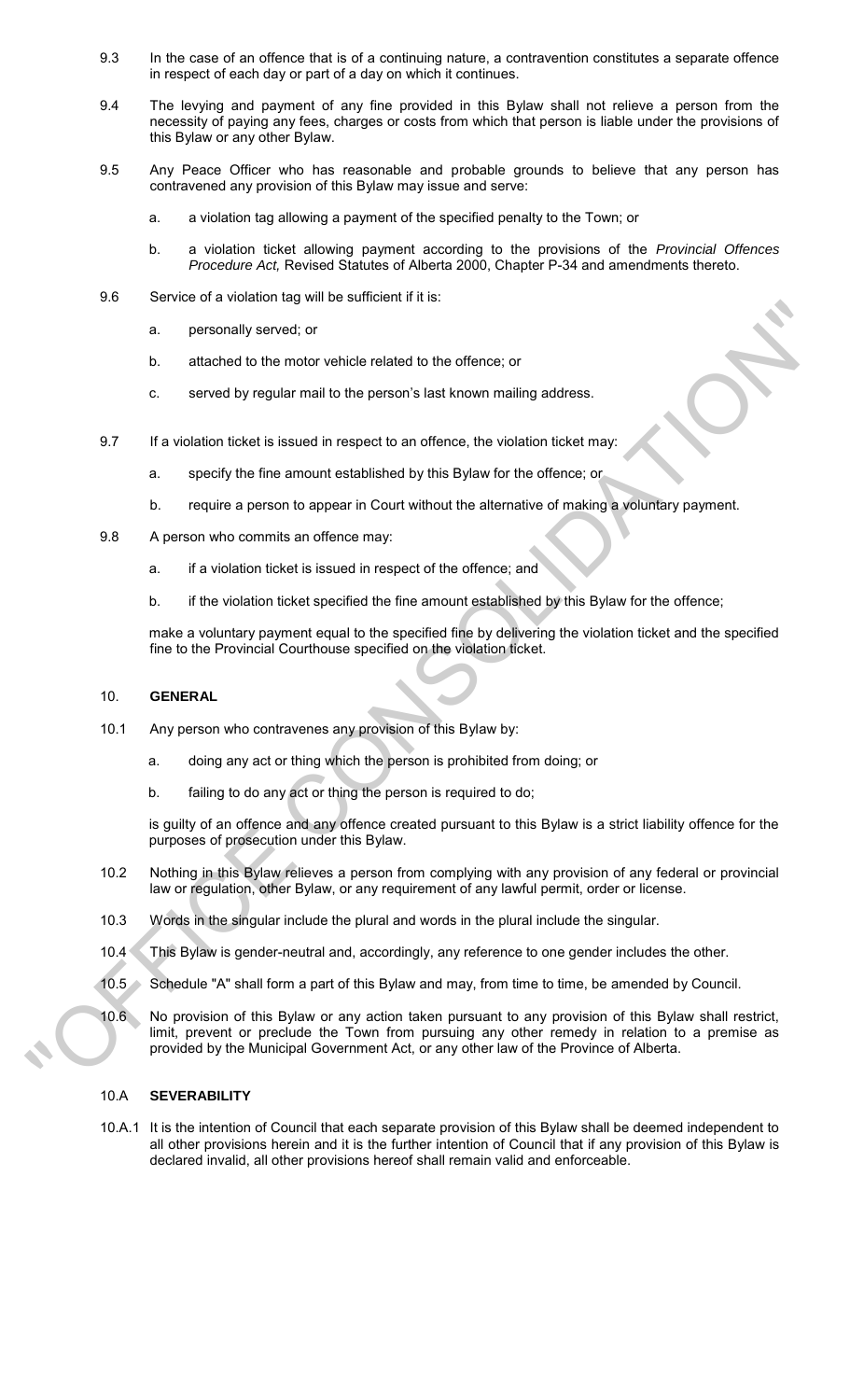9.3 In the case of an offence that is of a continuing nature, a contravention constitutes a separate offence in respect of each day or part of a day on which it continues.

9.4 The levying and payment of any fine provided in this Bylaw shall not relieve a person from the necessity of paying any fees, charges or costs from which that person is liable under the provisions of this Bylaw or any other Bylaw.

9.5 Any Peace Officer who has reasonable and probable grounds to believe that any person has contravened any provision of this Bylaw may issue and serve:

a. a violation tag allowing a payment of the specified penalty to the Town; or

b. a violation ticket allowing payment according to the provisions of the *Provincial Offences Procedure Act,* Revised Statutes of Alberta 2000, Chapter P-34 and amendments thereto.

9.6 Service of a violation tag will be sufficient if it is:

a. personally served; or

b. attached to the motor vehicle related to the offence; or

c. served by regular mail to the person's last known mailing address.

9.7 If a violation ticket is issued in respect to an offence, the violation ticket may:

a. specify the fine amount established by this Bylaw for the offence; or

b. require a person to appear in Court without the alternative of making a voluntary payment.

9.8 A person who commits an offence may:

a. if a violation ticket is issued in respect of the offence; and

b. if the violation ticket specified the fine amount established by this Bylaw for the offence;

make a voluntary payment equal to the specified fine by delivering the violation ticket and the specified fine to the Provincial Courthouse specified on the violation ticket.

## 10. GENERAL

10.1 Any person who contravenes any provision of this Bylaw by:

a. doing any act or thing which the person is prohibited from doing; or

b. failing to do any act or thing the person is required to do;

is guilty of an offence and any offence created pursuant to this Bylaw is a strict liability offence for the purposes of prosecution under this Bylaw.

10.2 Nothing in this Bylaw relieves a person from complying with any provision of any federal or provincial law or regulation, other Bylaw, or any requirement of any lawful permit, order or license.

10.3 Words in the singular include the plural and words in the plural include the singular.

10.4 This Bylaw is gender-neutral and, accordingly, any reference to one gender includes the other.

10.5 Schedule "A" shall form a part of this Bylaw and may, from time to time, be amended by Council.

10.6 No provision of this Bylaw or any action taken pursuant to any provision of this Bylaw shall restrict, limit, prevent or preclude the Town from pursuing any other remedy in relation to a premise as provided by the Municipal Government Act, or any other law of the Province of Alberta.

## 10.A SEVERABILITY

10.A.1 It is the intention of Council that each separate provision of this Bylaw shall be deemed independent to all other provisions herein and it is the further intention of Council that if any provision of this Bylaw is declared invalid, all other provisions hereof shall remain valid and enforceable.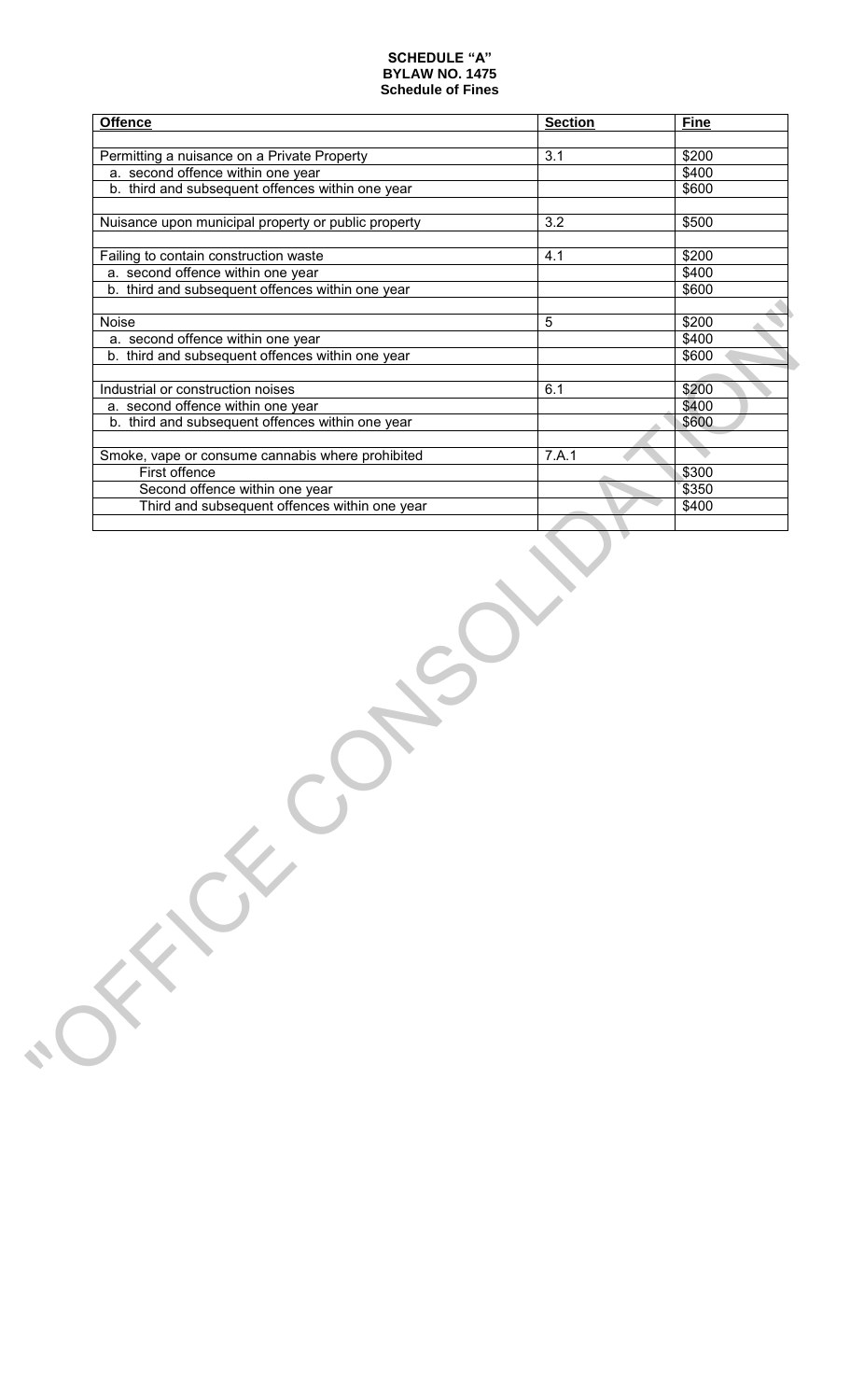**SCHEDULE "A"**
**BYLAW NO. 1475**
**Schedule of Fines**

| Offence | Section | Fine |
|---|---|---|
| | | |
| Permitting a nuisance on a Private Property | 3.1 | $200 |
| a. second offence within one year | | $400 |
| b. third and subsequent offences within one year | | $600 |
| | | |
| Nuisance upon municipal property or public property | 3.2 | $500 |
| | | |
| Failing to contain construction waste | 4.1 | $200 |
| a. second offence within one year | | $400 |
| b. third and subsequent offences within one year | | $600 |
| | | |
| Noise | 5 | $200 |
| a. second offence within one year | | $400 |
| b. third and subsequent offences within one year | | $600 |
| | | |
| Industrial or construction noises | 6.1 | $200 |
| a. second offence within one year | | $400 |
| b. third and subsequent offences within one year | | $600 |
| | | |
| Smoke, vape or consume cannabis where prohibited | 7.A.1 | |
| First offence | | $300 |
| Second offence within one year | | $350 |
| Third and subsequent offences within one year | | $400 |
| | | |

"OFFICE CONSOLIDATION"